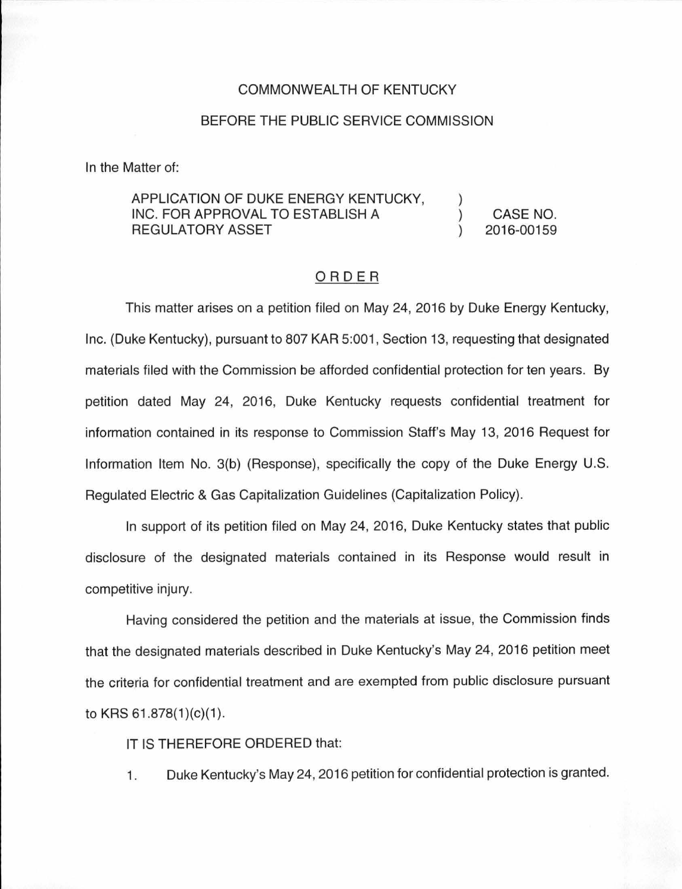COMMONWEALTH OF KENTUCKY

BEFORE THE PUBLIC SERVICE COMMISSION

In the Matter of:

| | | |
|---|---|---|
| APPLICATION OF DUKE ENERGY KENTUCKY, INC. FOR APPROVAL TO ESTABLISH A REGULATORY ASSET | ) ) ) | CASE NO. 2016-00159 |

## ORDER

This matter arises on a petition filed on May 24, 2016 by Duke Energy Kentucky, Inc. (Duke Kentucky), pursuant to 807 KAR 5:001, Section 13, requesting that designated materials filed with the Commission be afforded confidential protection for ten years. By petition dated May 24, 2016, Duke Kentucky requests confidential treatment for information contained in its response to Commission Staff's May 13, 2016 Request for Information Item No. 3(b) (Response), specifically the copy of the Duke Energy U.S. Regulated Electric & Gas Capitalization Guidelines (Capitalization Policy).

In support of its petition filed on May 24, 2016, Duke Kentucky states that public disclosure of the designated materials contained in its Response would result in competitive injury.

Having considered the petition and the materials at issue, the Commission finds that the designated materials described in Duke Kentucky's May 24, 2016 petition meet the criteria for confidential treatment and are exempted from public disclosure pursuant to KRS 61.878(1)(c)(1).

IT IS THEREFORE ORDERED that:

1. Duke Kentucky's May 24, 2016 petition for confidential protection is granted.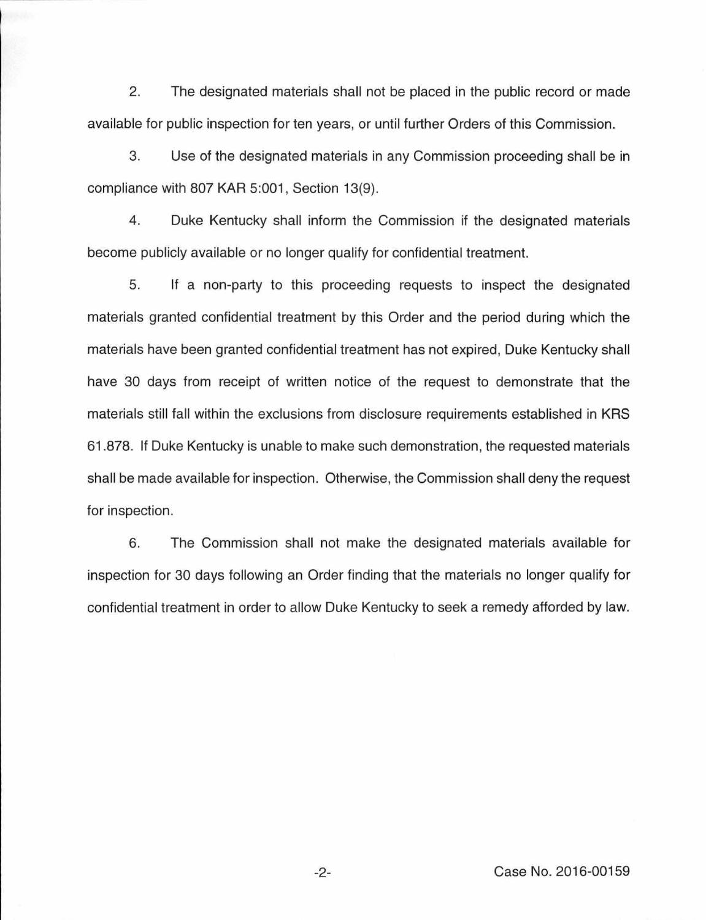2. The designated materials shall not be placed in the public record or made available for public inspection for ten years, or until further Orders of this Commission.

3. Use of the designated materials in any Commission proceeding shall be in compliance with 807 KAR 5:001, Section 13(9).

4. Duke Kentucky shall inform the Commission if the designated materials become publicly available or no longer qualify for confidential treatment.

5. If a non-party to this proceeding requests to inspect the designated materials granted confidential treatment by this Order and the period during which the materials have been granted confidential treatment has not expired, Duke Kentucky shall have 30 days from receipt of written notice of the request to demonstrate that the materials still fall within the exclusions from disclosure requirements established in KRS 61.878. If Duke Kentucky is unable to make such demonstration, the requested materials shall be made available for inspection. Otherwise, the Commission shall deny the request for inspection.

6. The Commission shall not make the designated materials available for inspection for 30 days following an Order finding that the materials no longer qualify for confidential treatment in order to allow Duke Kentucky to seek a remedy afforded by law.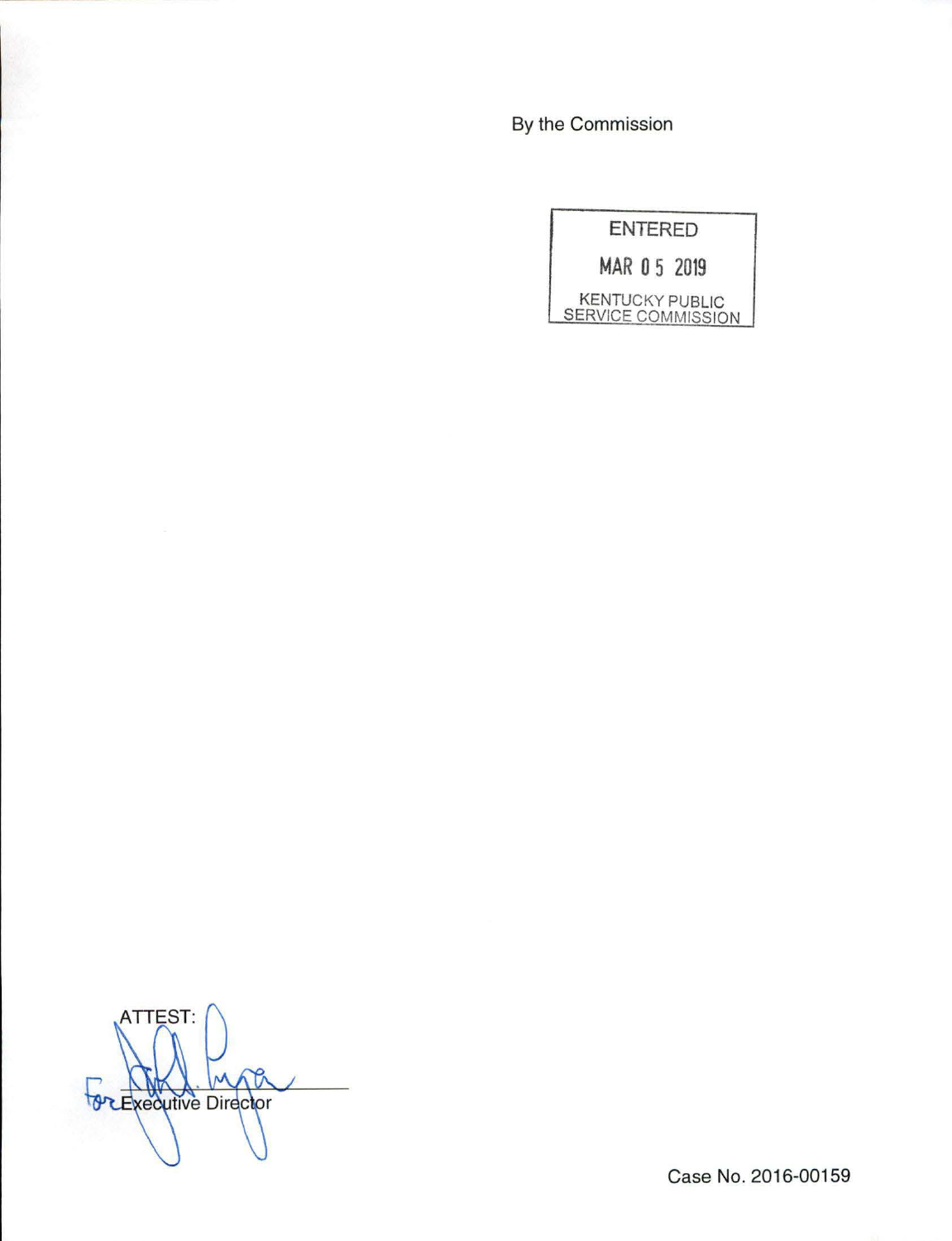By the Commission

ENTERED

MAR 05 2019

KENTUCKY PUBLIC SERVICE COMMISSION

ATTEST:

For Executive Director

Case No. 2016-00159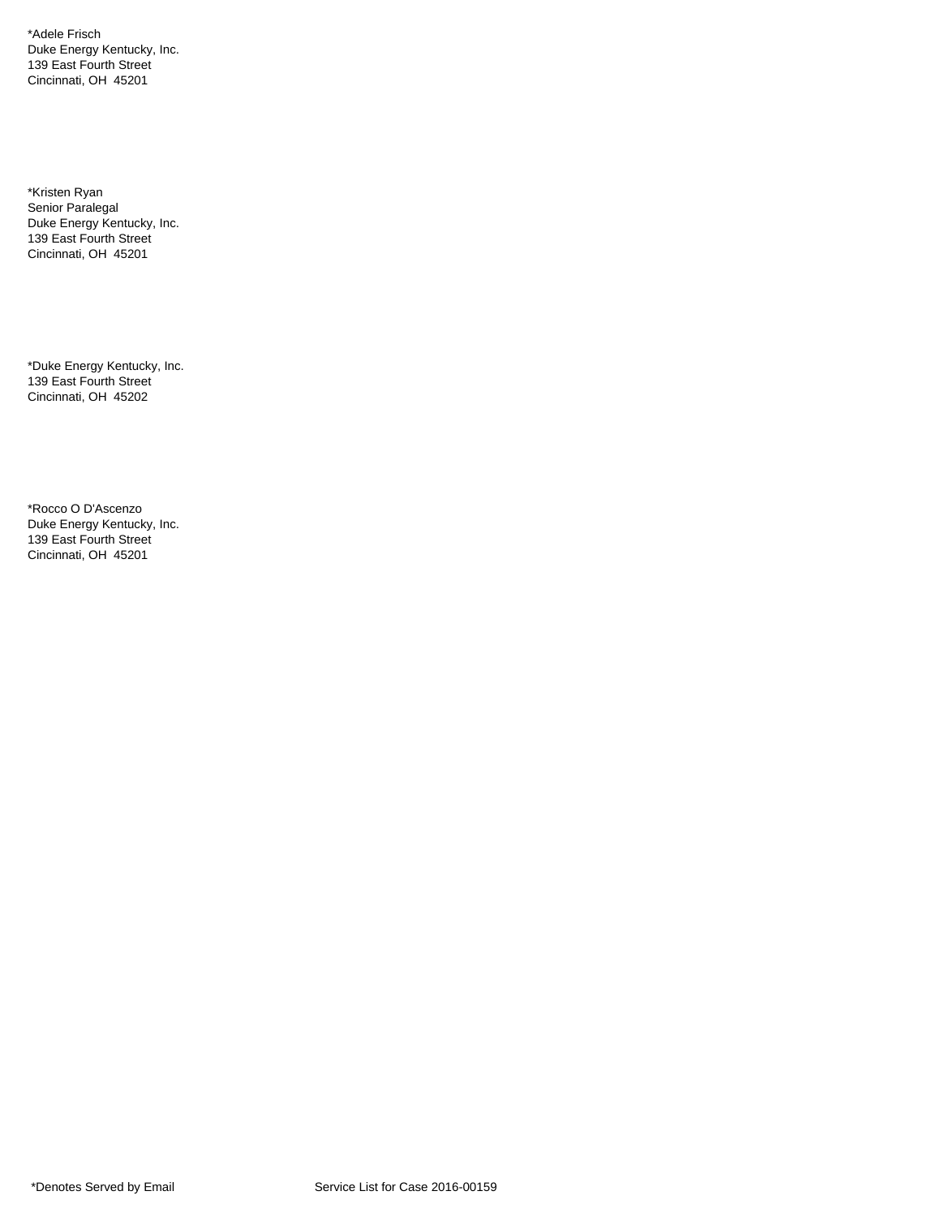*Adele Frisch
Duke Energy Kentucky, Inc.
139 East Fourth Street
Cincinnati, OH 45201

*Kristen Ryan
Senior Paralegal
Duke Energy Kentucky, Inc.
139 East Fourth Street
Cincinnati, OH 45201

*Duke Energy Kentucky, Inc.
139 East Fourth Street
Cincinnati, OH 45202

*Rocco O D'Ascenzo
Duke Energy Kentucky, Inc.
139 East Fourth Street
Cincinnati, OH 45201